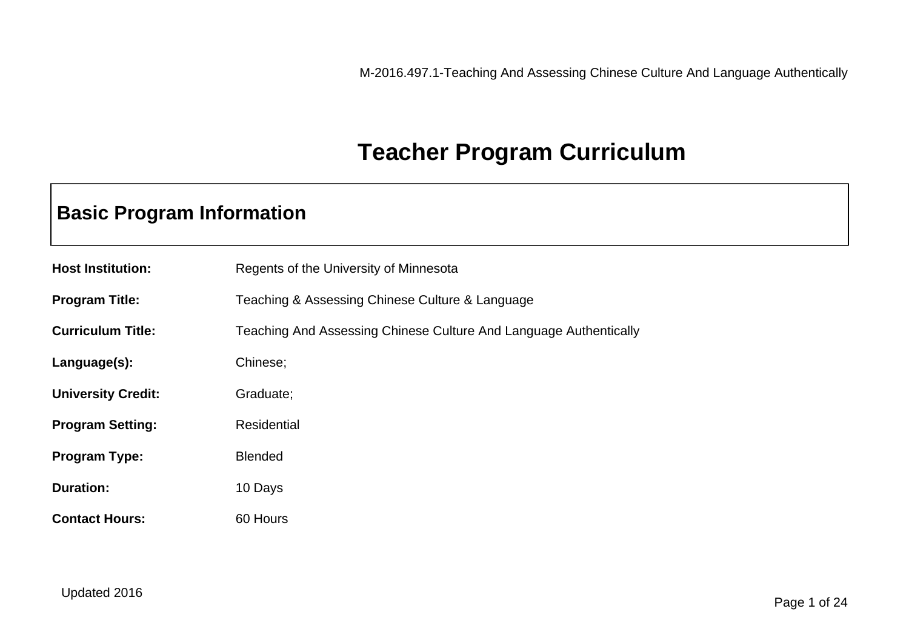# Teacher Program Curriculum

## Basic Program Information

| | |
|---|---|
| **Host Institution:** | Regents of the University of Minnesota |
| **Program Title:** | Teaching & Assessing Chinese Culture & Language |
| **Curriculum Title:** | Teaching And Assessing Chinese Culture And Language Authentically |
| **Language(s):** | Chinese; |
| **University Credit:** | Graduate; |
| **Program Setting:** | Residential |
| **Program Type:** | Blended |
| **Duration:** | 10 Days |
| **Contact Hours:** | 60 Hours |

Updated 2016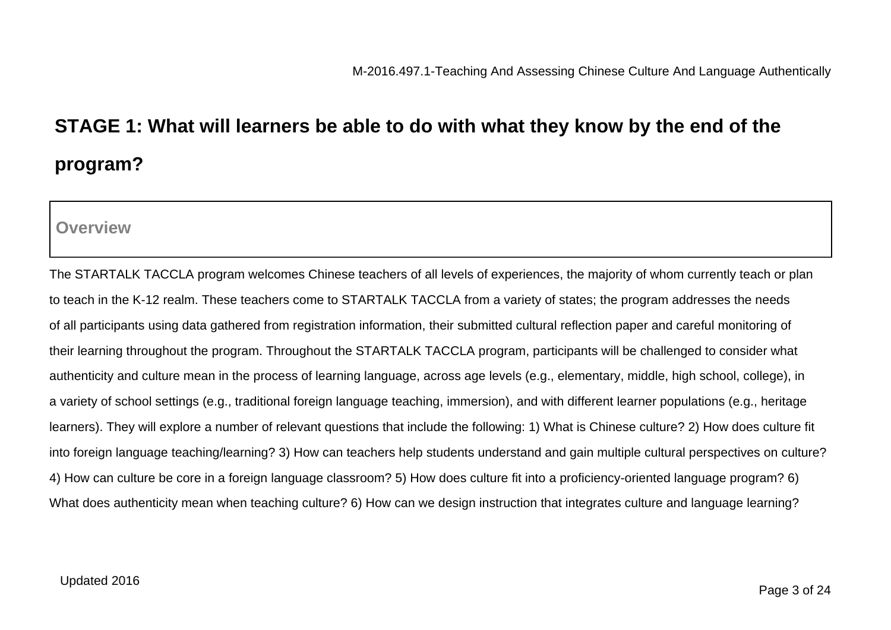# STAGE 1: What will learners be able to do with what they know by the end of the program?

## Overview

The STARTALK TACCLA program welcomes Chinese teachers of all levels of experiences, the majority of whom currently teach or plan to teach in the K-12 realm. These teachers come to STARTALK TACCLA from a variety of states; the program addresses the needs of all participants using data gathered from registration information, their submitted cultural reflection paper and careful monitoring of their learning throughout the program. Throughout the STARTALK TACCLA program, participants will be challenged to consider what authenticity and culture mean in the process of learning language, across age levels (e.g., elementary, middle, high school, college), in a variety of school settings (e.g., traditional foreign language teaching, immersion), and with different learner populations (e.g., heritage learners). They will explore a number of relevant questions that include the following: 1) What is Chinese culture? 2) How does culture fit into foreign language teaching/learning? 3) How can teachers help students understand and gain multiple cultural perspectives on culture? 4) How can culture be core in a foreign language classroom? 5) How does culture fit into a proficiency-oriented language program? 6) What does authenticity mean when teaching culture? 6) How can we design instruction that integrates culture and language learning?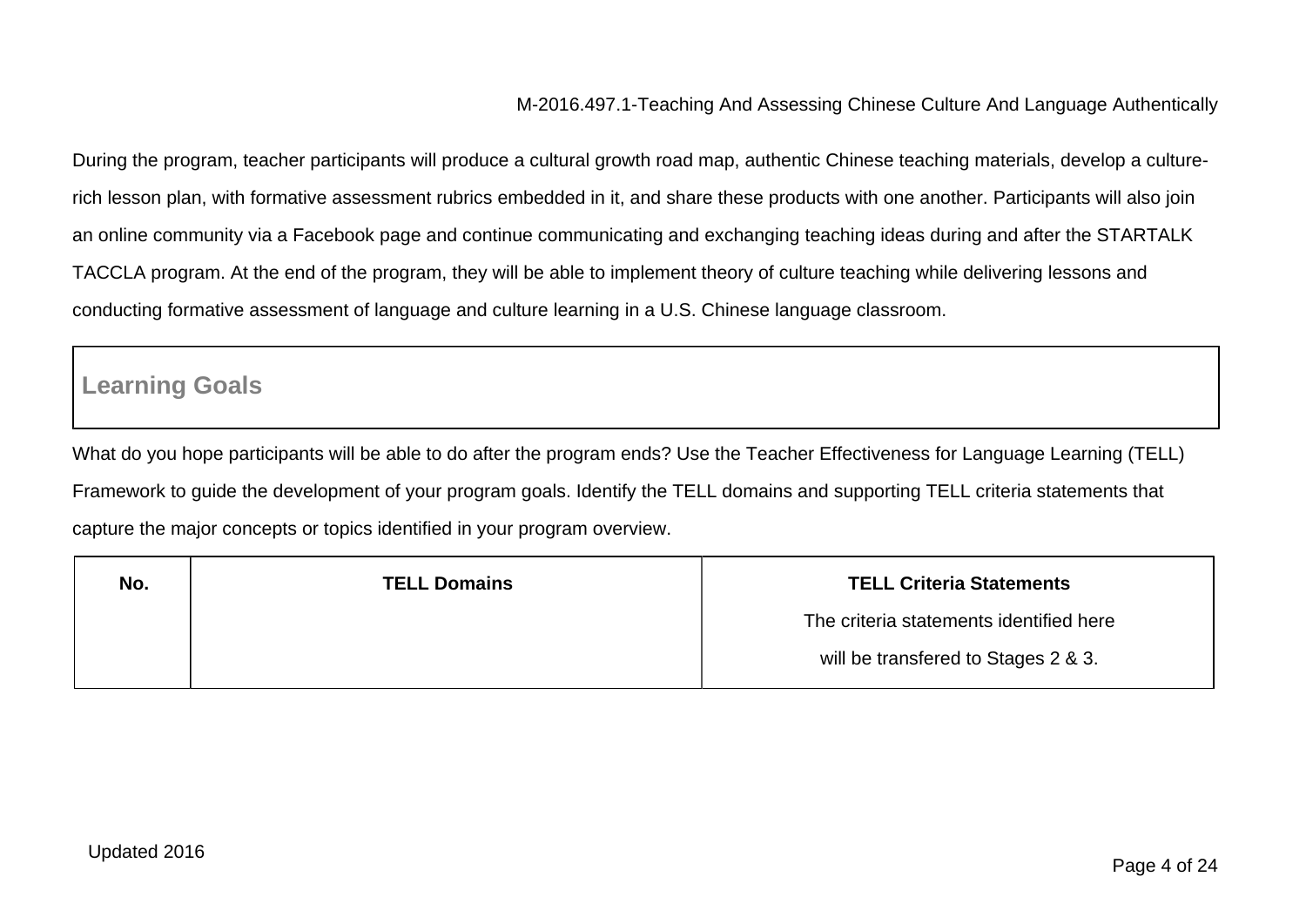During the program, teacher participants will produce a cultural growth road map, authentic Chinese teaching materials, develop a culture-rich lesson plan, with formative assessment rubrics embedded in it, and share these products with one another. Participants will also join an online community via a Facebook page and continue communicating and exchanging teaching ideas during and after the STARTALK TACCLA program. At the end of the program, they will be able to implement theory of culture teaching while delivering lessons and conducting formative assessment of language and culture learning in a U.S. Chinese language classroom.

## Learning Goals

What do you hope participants will be able to do after the program ends? Use the Teacher Effectiveness for Language Learning (TELL) Framework to guide the development of your program goals. Identify the TELL domains and supporting TELL criteria statements that capture the major concepts or topics identified in your program overview.

| No. | TELL Domains | TELL Criteria Statements<br>The criteria statements identified here<br>will be transfered to Stages 2 & 3. |
|---|---|---|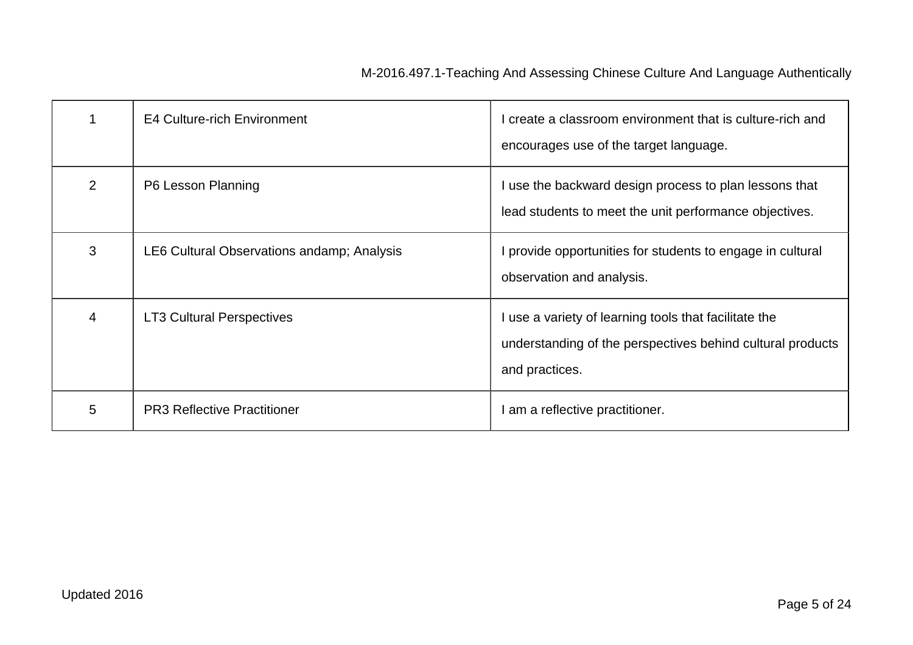| 1 | E4 Culture-rich Environment | I create a classroom environment that is culture-rich and encourages use of the target language. |
|---|---|---|
| 2 | P6 Lesson Planning | I use the backward design process to plan lessons that lead students to meet the unit performance objectives. |
| 3 | LE6 Cultural Observations andamp; Analysis | I provide opportunities for students to engage in cultural observation and analysis. |
| 4 | LT3 Cultural Perspectives | I use a variety of learning tools that facilitate the understanding of the perspectives behind cultural products and practices. |
| 5 | PR3 Reflective Practitioner | I am a reflective practitioner. |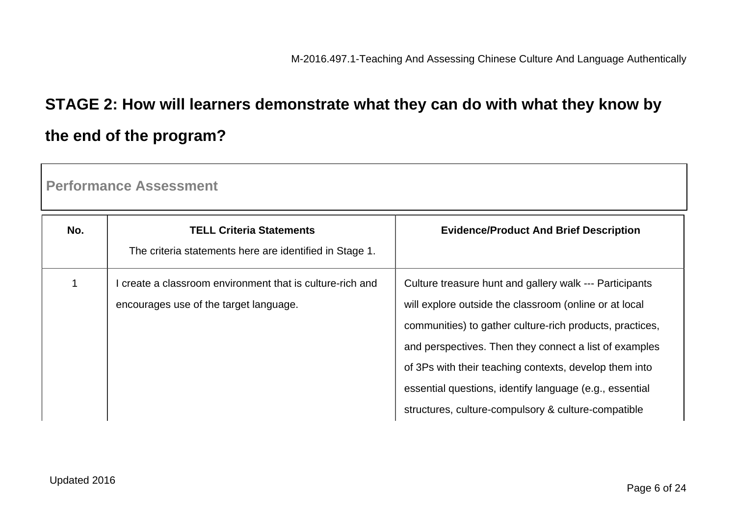## STAGE 2: How will learners demonstrate what they can do with what they know by the end of the program?

**Performance Assessment**

| No. | TELL Criteria Statements<br>The criteria statements here are identified in Stage 1. | Evidence/Product And Brief Description |
|---|---|---|
| 1 | I create a classroom environment that is culture-rich and encourages use of the target language. | Culture treasure hunt and gallery walk --- Participants will explore outside the classroom (online or at local communities) to gather culture-rich products, practices, and perspectives. Then they connect a list of examples of 3Ps with their teaching contexts, develop them into essential questions, identify language (e.g., essential structures, culture-compulsory & culture-compatible |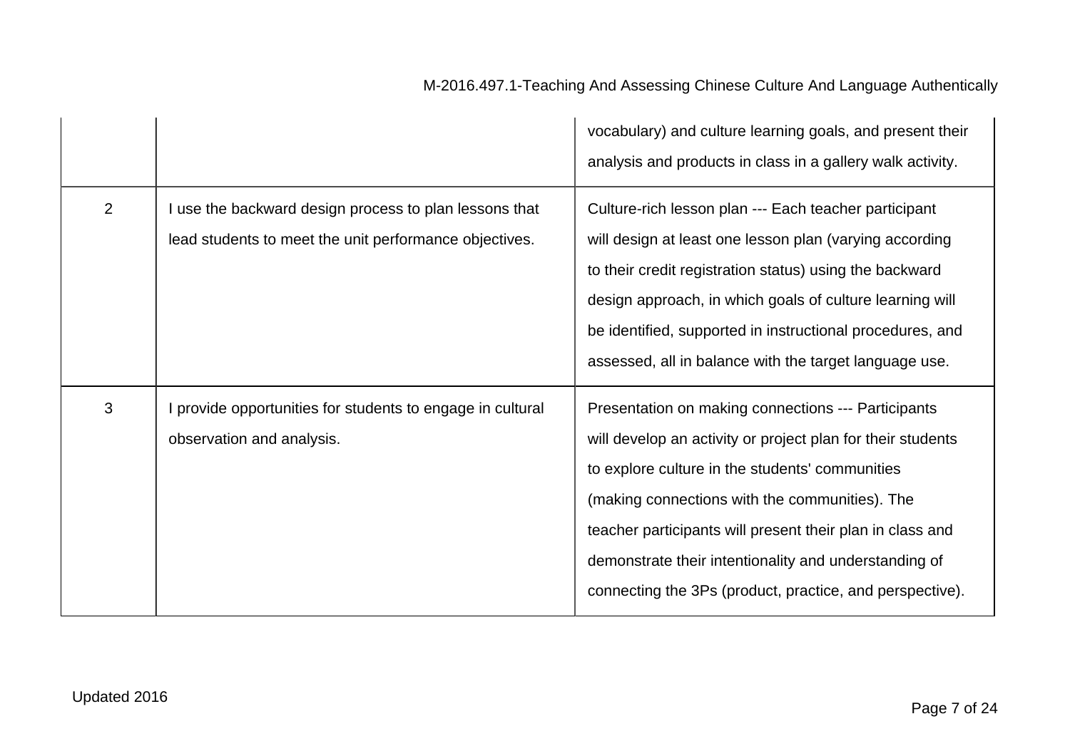| | | |
|---|---|---|
| | | vocabulary) and culture learning goals, and present their analysis and products in class in a gallery walk activity. |
| 2 | I use the backward design process to plan lessons that lead students to meet the unit performance objectives. | Culture-rich lesson plan --- Each teacher participant will design at least one lesson plan (varying according to their credit registration status) using the backward design approach, in which goals of culture learning will be identified, supported in instructional procedures, and assessed, all in balance with the target language use. |
| 3 | I provide opportunities for students to engage in cultural observation and analysis. | Presentation on making connections --- Participants will develop an activity or project plan for their students to explore culture in the students' communities (making connections with the communities). The teacher participants will present their plan in class and demonstrate their intentionality and understanding of connecting the 3Ps (product, practice, and perspective). |

Updated 2016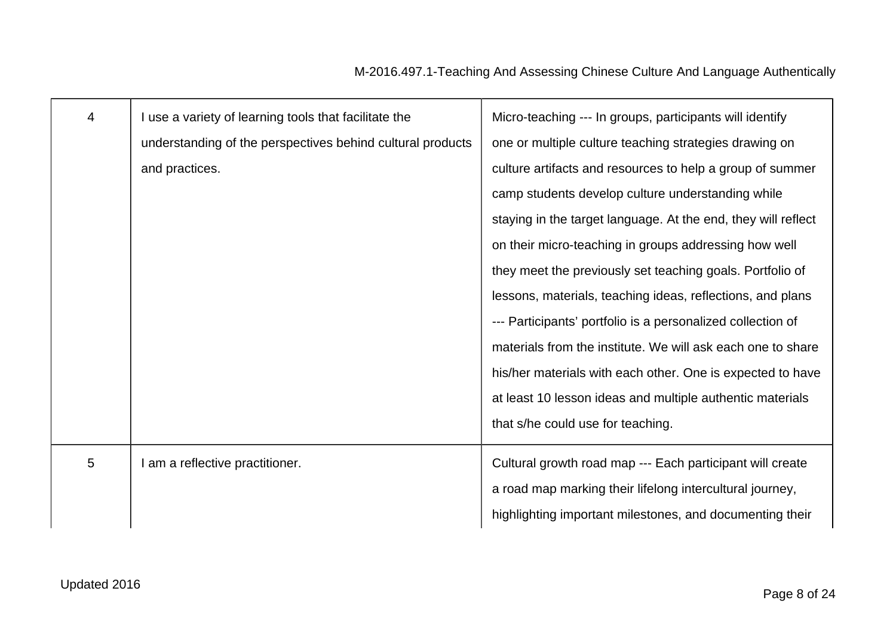| | | |
|---|---|---|
| 4 | I use a variety of learning tools that facilitate the understanding of the perspectives behind cultural products and practices. | Micro-teaching --- In groups, participants will identify one or multiple culture teaching strategies drawing on culture artifacts and resources to help a group of summer camp students develop culture understanding while staying in the target language. At the end, they will reflect on their micro-teaching in groups addressing how well they meet the previously set teaching goals. Portfolio of lessons, materials, teaching ideas, reflections, and plans --- Participants' portfolio is a personalized collection of materials from the institute. We will ask each one to share his/her materials with each other. One is expected to have at least 10 lesson ideas and multiple authentic materials that s/he could use for teaching. |
| 5 | I am a reflective practitioner. | Cultural growth road map --- Each participant will create a road map marking their lifelong intercultural journey, highlighting important milestones, and documenting their |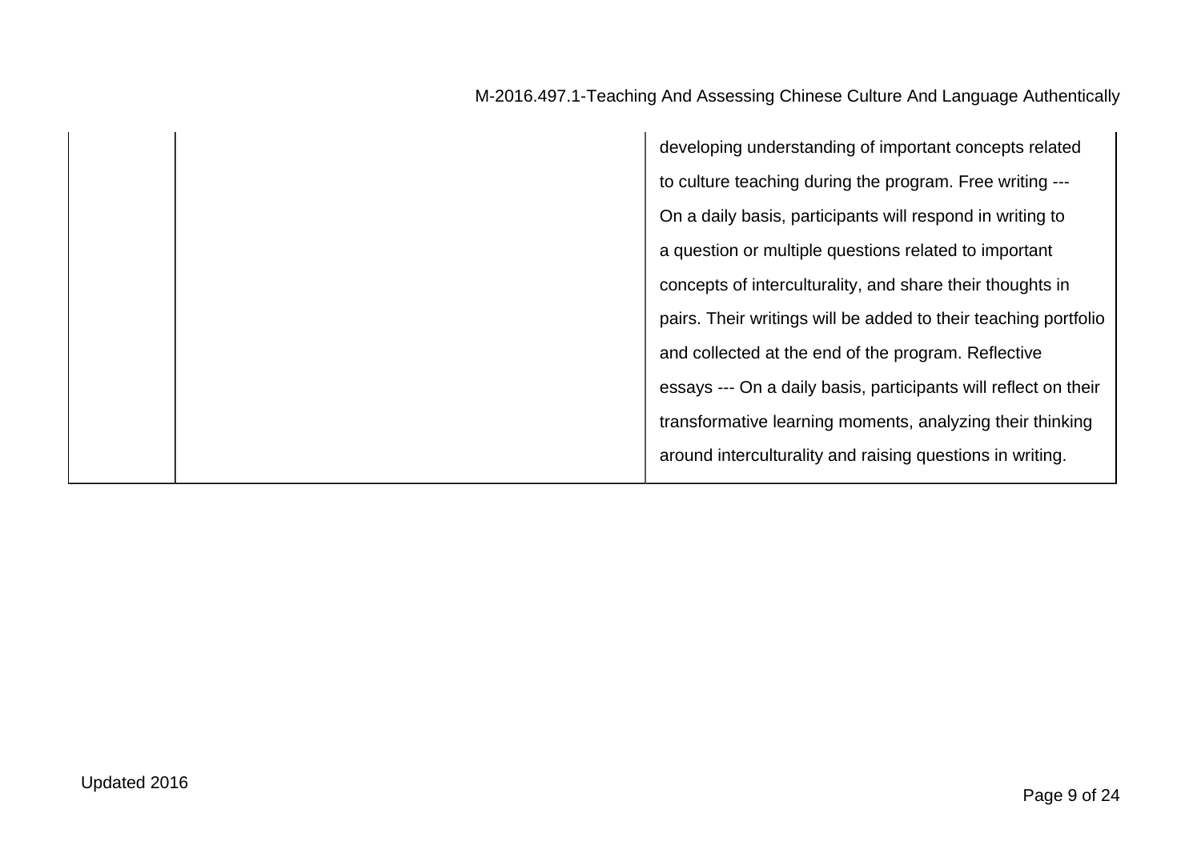|  |  | developing understanding of important concepts related to culture teaching during the program. Free writing --- On a daily basis, participants will respond in writing to a question or multiple questions related to important concepts of interculturality, and share their thoughts in pairs. Their writings will be added to their teaching portfolio and collected at the end of the program. Reflective essays --- On a daily basis, participants will reflect on their transformative learning moments, analyzing their thinking around interculturality and raising questions in writing. |
| --- | --- | --- |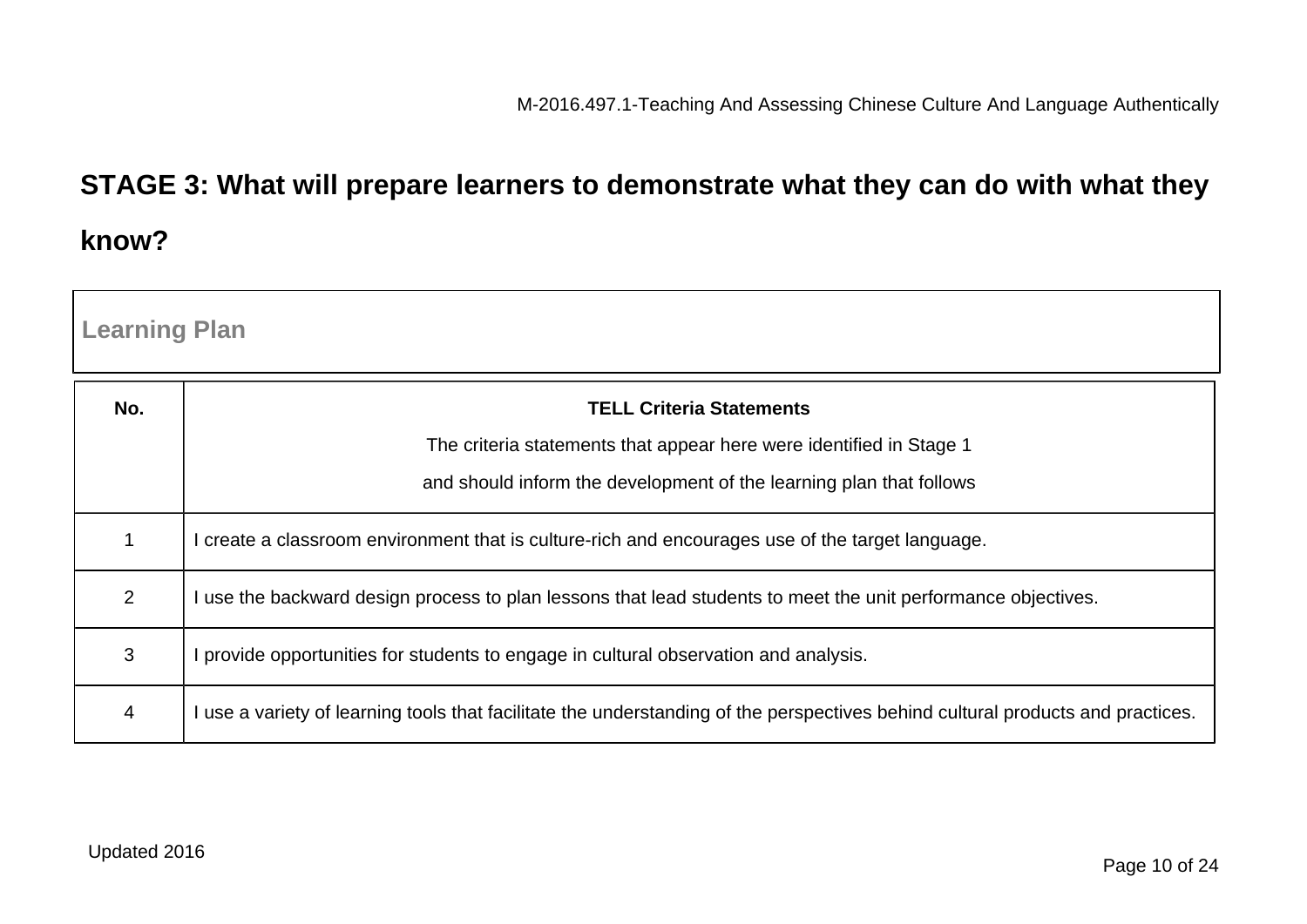## STAGE 3: What will prepare learners to demonstrate what they can do with what they know?

**Learning Plan**

| No. | **TELL Criteria Statements**<br>The criteria statements that appear here were identified in Stage 1<br>and should inform the development of the learning plan that follows |
|---|---|
| 1 | I create a classroom environment that is culture-rich and encourages use of the target language. |
| 2 | I use the backward design process to plan lessons that lead students to meet the unit performance objectives. |
| 3 | I provide opportunities for students to engage in cultural observation and analysis. |
| 4 | I use a variety of learning tools that facilitate the understanding of the perspectives behind cultural products and practices. |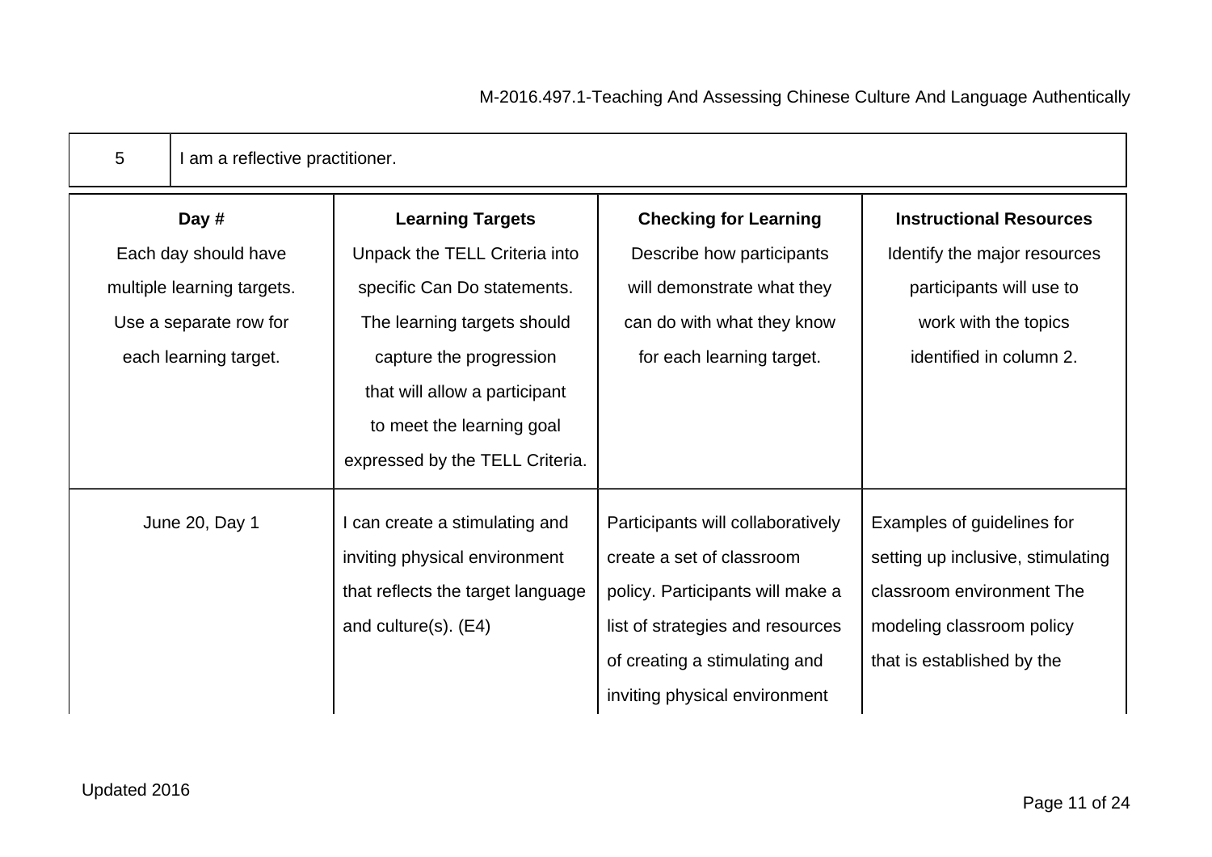| 5 | I am a reflective practitioner. |
|---|---|

| **Day #** Each day should have multiple learning targets. Use a separate row for each learning target. | **Learning Targets** Unpack the TELL Criteria into specific Can Do statements. The learning targets should capture the progression that will allow a participant to meet the learning goal expressed by the TELL Criteria. | **Checking for Learning** Describe how participants will demonstrate what they can do with what they know for each learning target. | **Instructional Resources** Identify the major resources participants will use to work with the topics identified in column 2. |
|---|---|---|---|
| June 20, Day 1 | I can create a stimulating and inviting physical environment that reflects the target language and culture(s). (E4) | Participants will collaboratively create a set of classroom policy. Participants will make a list of strategies and resources of creating a stimulating and inviting physical environment | Examples of guidelines for setting up inclusive, stimulating classroom environment The modeling classroom policy that is established by the |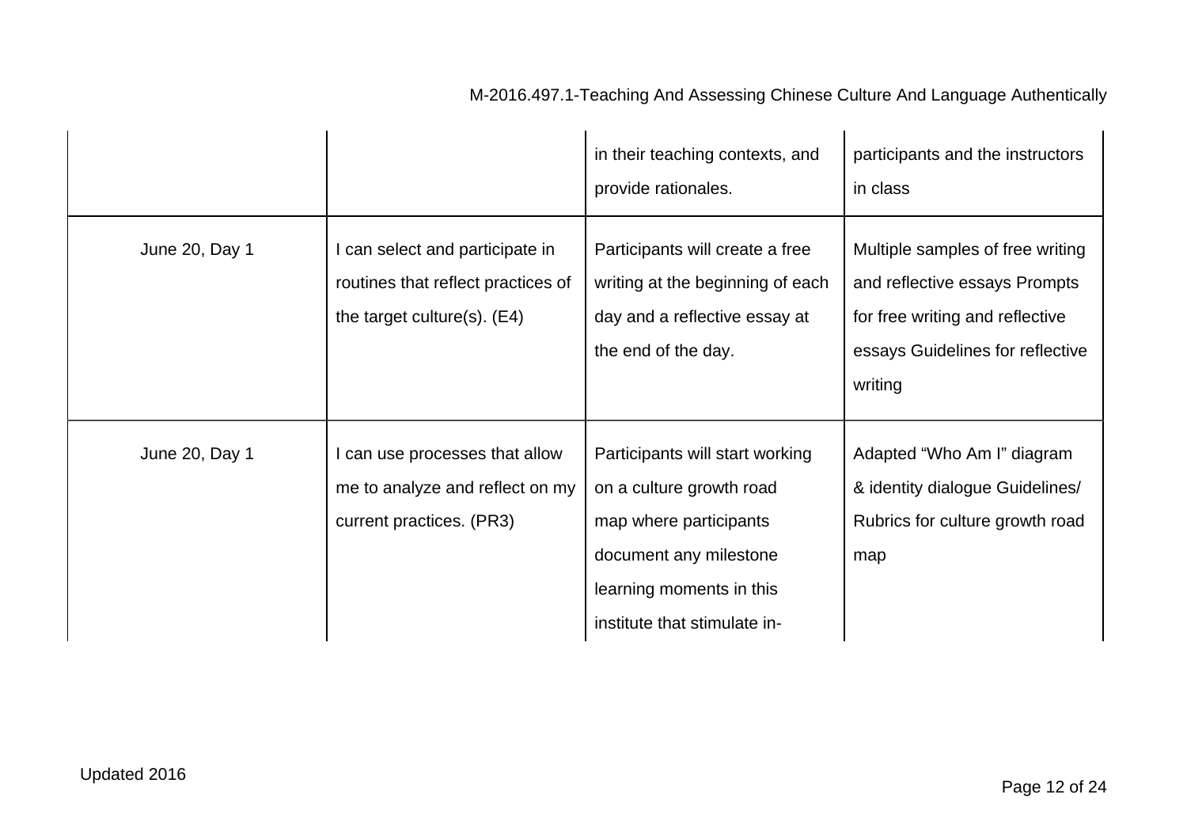| | | | |
|---|---|---|---|
| | | in their teaching contexts, and provide rationales. | participants and the instructors in class |
| June 20, Day 1 | I can select and participate in routines that reflect practices of the target culture(s). (E4) | Participants will create a free writing at the beginning of each day and a reflective essay at the end of the day. | Multiple samples of free writing and reflective essays Prompts for free writing and reflective essays Guidelines for reflective writing |
| June 20, Day 1 | I can use processes that allow me to analyze and reflect on my current practices. (PR3) | Participants will start working on a culture growth road map where participants document any milestone learning moments in this institute that stimulate in- | Adapted "Who Am I" diagram & identity dialogue Guidelines/ Rubrics for culture growth road map |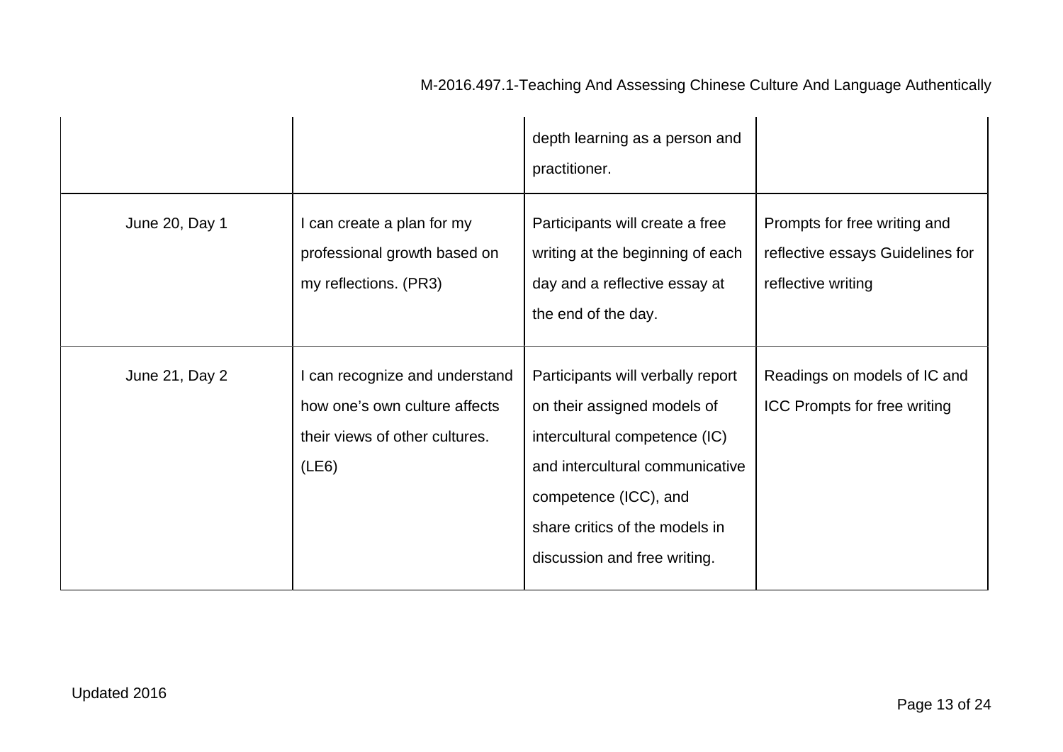| | | | |
|---|---|---|---|
| | | depth learning as a person and practitioner. | |
| June 20, Day 1 | I can create a plan for my professional growth based on my reflections. (PR3) | Participants will create a free writing at the beginning of each day and a reflective essay at the end of the day. | Prompts for free writing and reflective essays Guidelines for reflective writing |
| June 21, Day 2 | I can recognize and understand how one's own culture affects their views of other cultures. (LE6) | Participants will verbally report on their assigned models of intercultural competence (IC) and intercultural communicative competence (ICC), and share critics of the models in discussion and free writing. | Readings on models of IC and ICC Prompts for free writing |

Updated 2016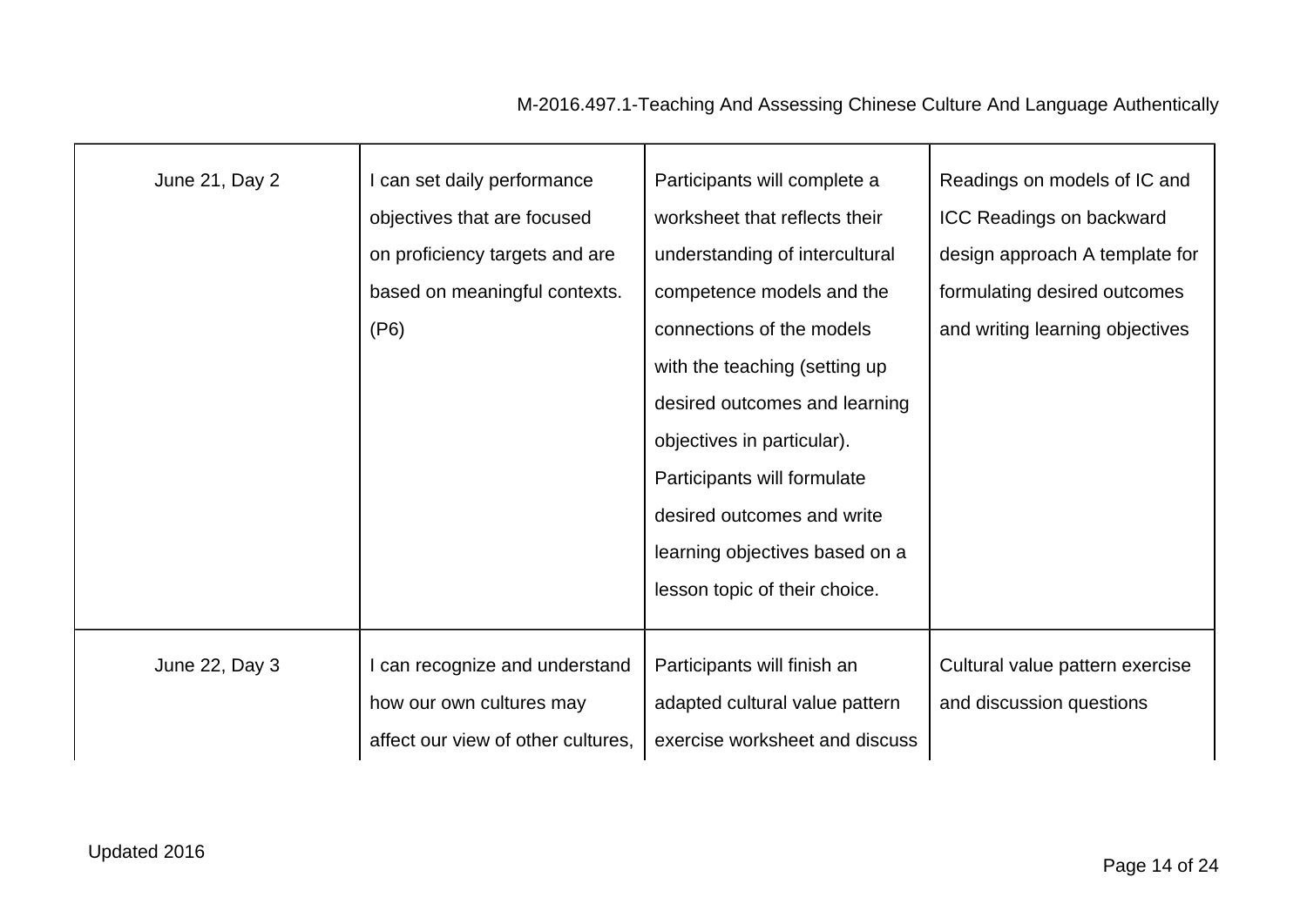| | | | |
|---|---|---|---|
| June 21, Day 2 | I can set daily performance objectives that are focused on proficiency targets and are based on meaningful contexts. (P6) | Participants will complete a worksheet that reflects their understanding of intercultural competence models and the connections of the models with the teaching (setting up desired outcomes and learning objectives in particular). Participants will formulate desired outcomes and write learning objectives based on a lesson topic of their choice. | Readings on models of IC and ICC Readings on backward design approach A template for formulating desired outcomes and writing learning objectives |
| June 22, Day 3 | I can recognize and understand how our own cultures may affect our view of other cultures, | Participants will finish an adapted cultural value pattern exercise worksheet and discuss | Cultural value pattern exercise and discussion questions |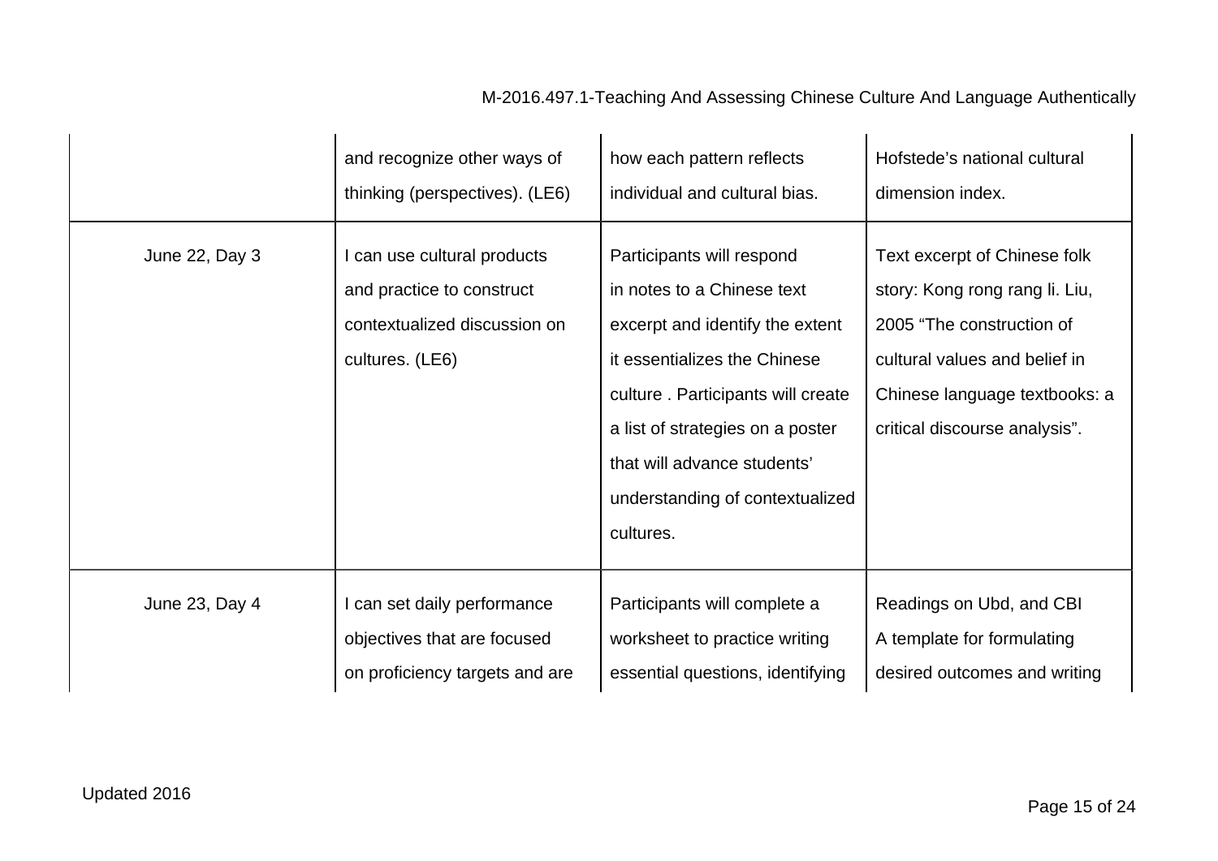| | | | |
|---|---|---|---|
| | and recognize other ways of thinking (perspectives). (LE6) | how each pattern reflects individual and cultural bias. | Hofstede's national cultural dimension index. |
| June 22, Day 3 | I can use cultural products and practice to construct contextualized discussion on cultures. (LE6) | Participants will respond in notes to a Chinese text excerpt and identify the extent it essentializes the Chinese culture . Participants will create a list of strategies on a poster that will advance students' understanding of contextualized cultures. | Text excerpt of Chinese folk story: Kong rong rang li. Liu, 2005 "The construction of cultural values and belief in Chinese language textbooks: a critical discourse analysis". |
| June 23, Day 4 | I can set daily performance objectives that are focused on proficiency targets and are | Participants will complete a worksheet to practice writing essential questions, identifying | Readings on Ubd, and CBI<br>A template for formulating desired outcomes and writing |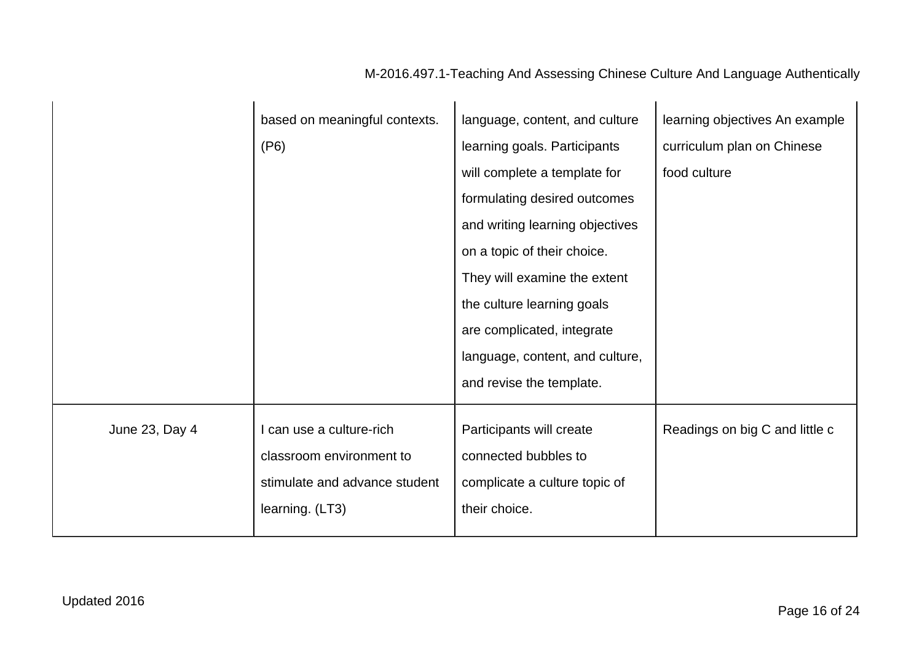| | | | |
|---|---|---|---|
| | based on meaningful contexts. (P6) | language, content, and culture learning goals. Participants will complete a template for formulating desired outcomes and writing learning objectives on a topic of their choice. They will examine the extent the culture learning goals are complicated, integrate language, content, and culture, and revise the template. | learning objectives An example curriculum plan on Chinese food culture |
| June 23, Day 4 | I can use a culture-rich classroom environment to stimulate and advance student learning. (LT3) | Participants will create connected bubbles to complicate a culture topic of their choice. | Readings on big C and little c |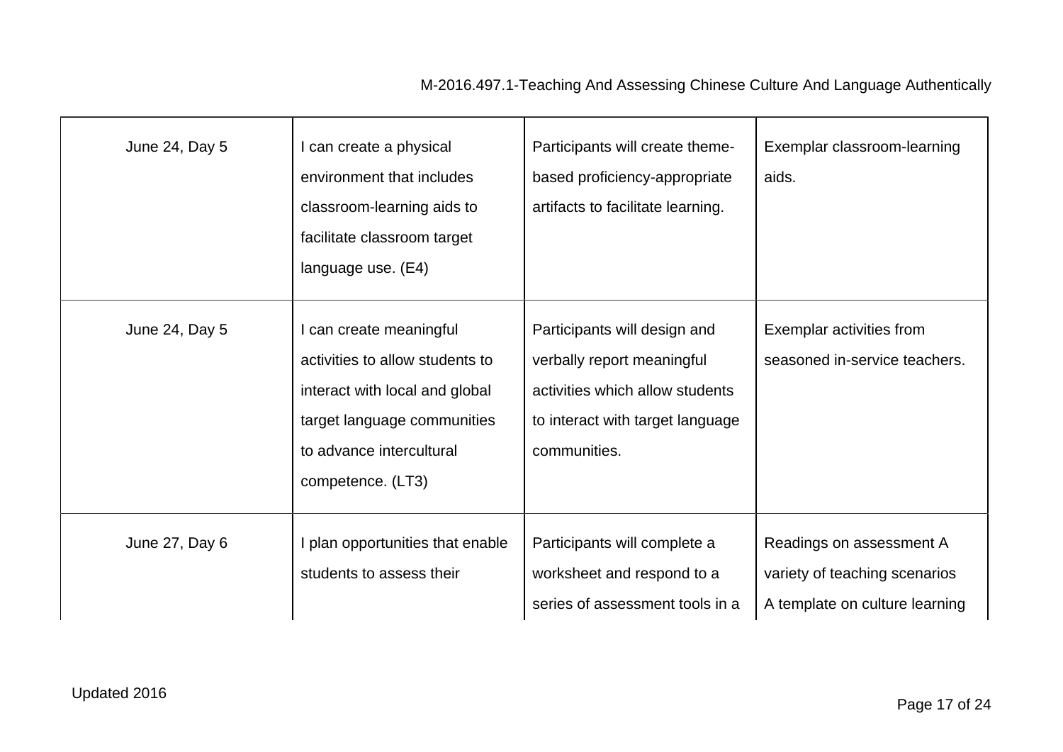| June 24, Day 5 | I can create a physical environment that includes classroom-learning aids to facilitate classroom target language use. (E4) | Participants will create theme-based proficiency-appropriate artifacts to facilitate learning. | Exemplar classroom-learning aids. |
|---|---|---|---|
| June 24, Day 5 | I can create meaningful activities to allow students to interact with local and global target language communities to advance intercultural competence. (LT3) | Participants will design and verbally report meaningful activities which allow students to interact with target language communities. | Exemplar activities from seasoned in-service teachers. |
| June 27, Day 6 | I plan opportunities that enable students to assess their | Participants will complete a worksheet and respond to a series of assessment tools in a | Readings on assessment A variety of teaching scenarios A template on culture learning |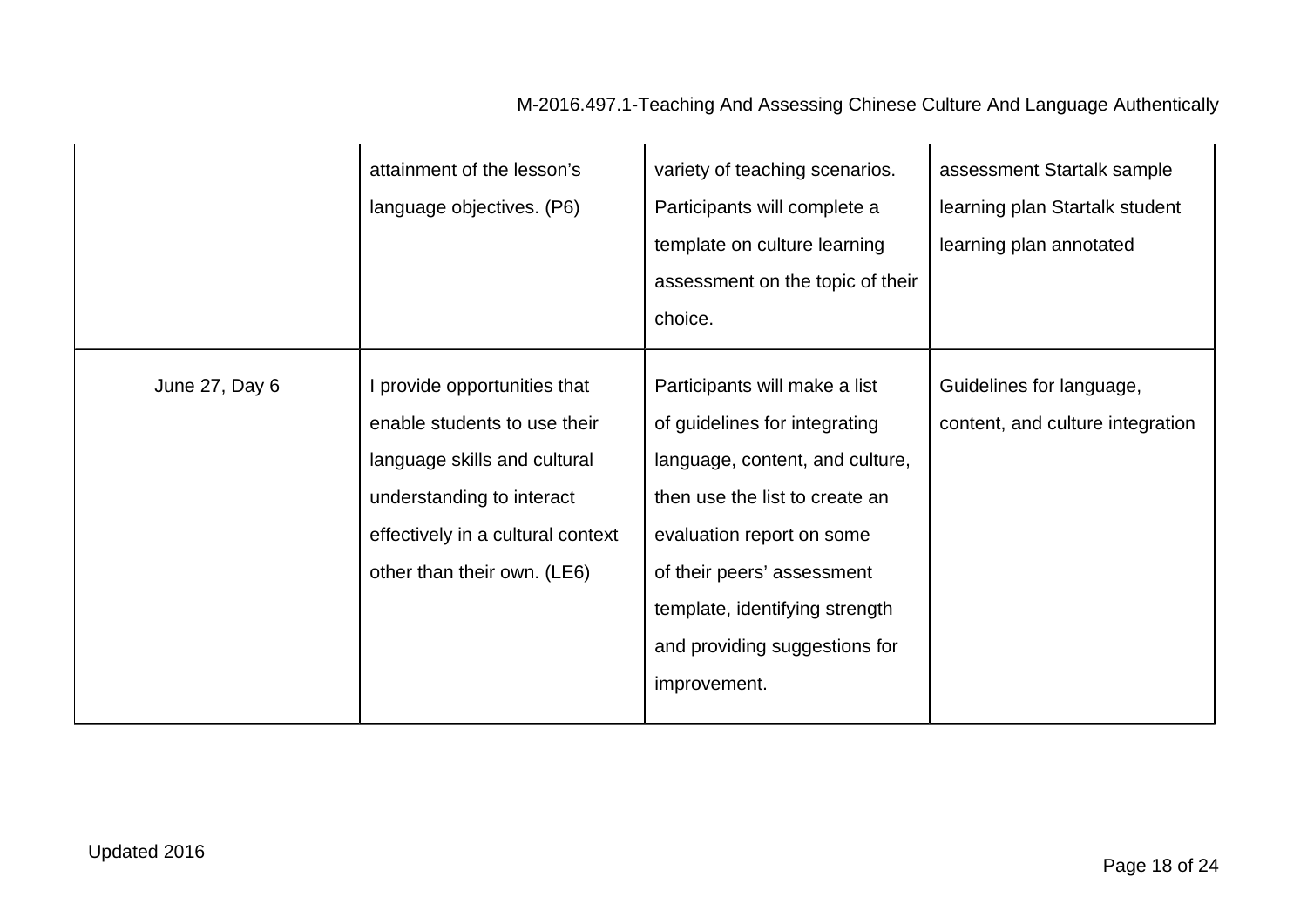| | | | |
|---|---|---|---|
| | attainment of the lesson's language objectives. (P6) | variety of teaching scenarios. Participants will complete a template on culture learning assessment on the topic of their choice. | assessment Startalk sample learning plan Startalk student learning plan annotated |
| June 27, Day 6 | I provide opportunities that enable students to use their language skills and cultural understanding to interact effectively in a cultural context other than their own. (LE6) | Participants will make a list of guidelines for integrating language, content, and culture, then use the list to create an evaluation report on some of their peers' assessment template, identifying strength and providing suggestions for improvement. | Guidelines for language, content, and culture integration |

Updated 2016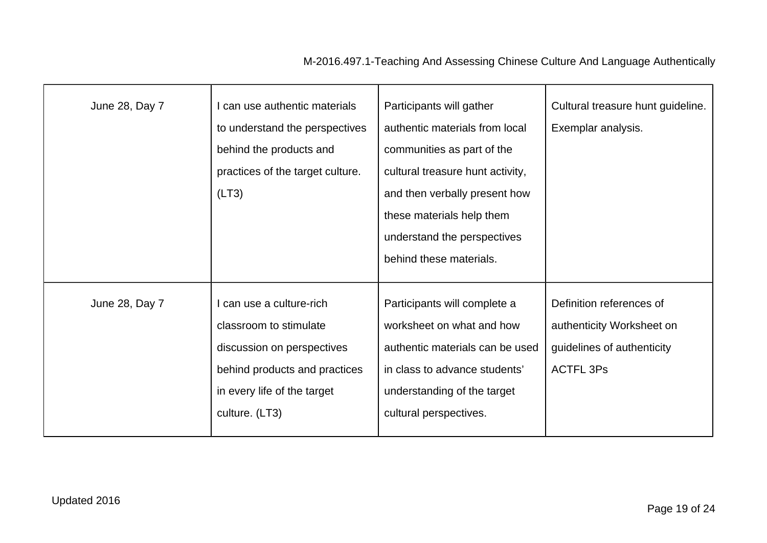| June 28, Day 7 | I can use authentic materials to understand the perspectives behind the products and practices of the target culture. (LT3) | Participants will gather authentic materials from local communities as part of the cultural treasure hunt activity, and then verbally present how these materials help them understand the perspectives behind these materials. | Cultural treasure hunt guideline. Exemplar analysis. |
|---|---|---|---|
| June 28, Day 7 | I can use a culture-rich classroom to stimulate discussion on perspectives behind products and practices in every life of the target culture. (LT3) | Participants will complete a worksheet on what and how authentic materials can be used in class to advance students' understanding of the target cultural perspectives. | Definition references of authenticity Worksheet on guidelines of authenticity ACTFL 3Ps |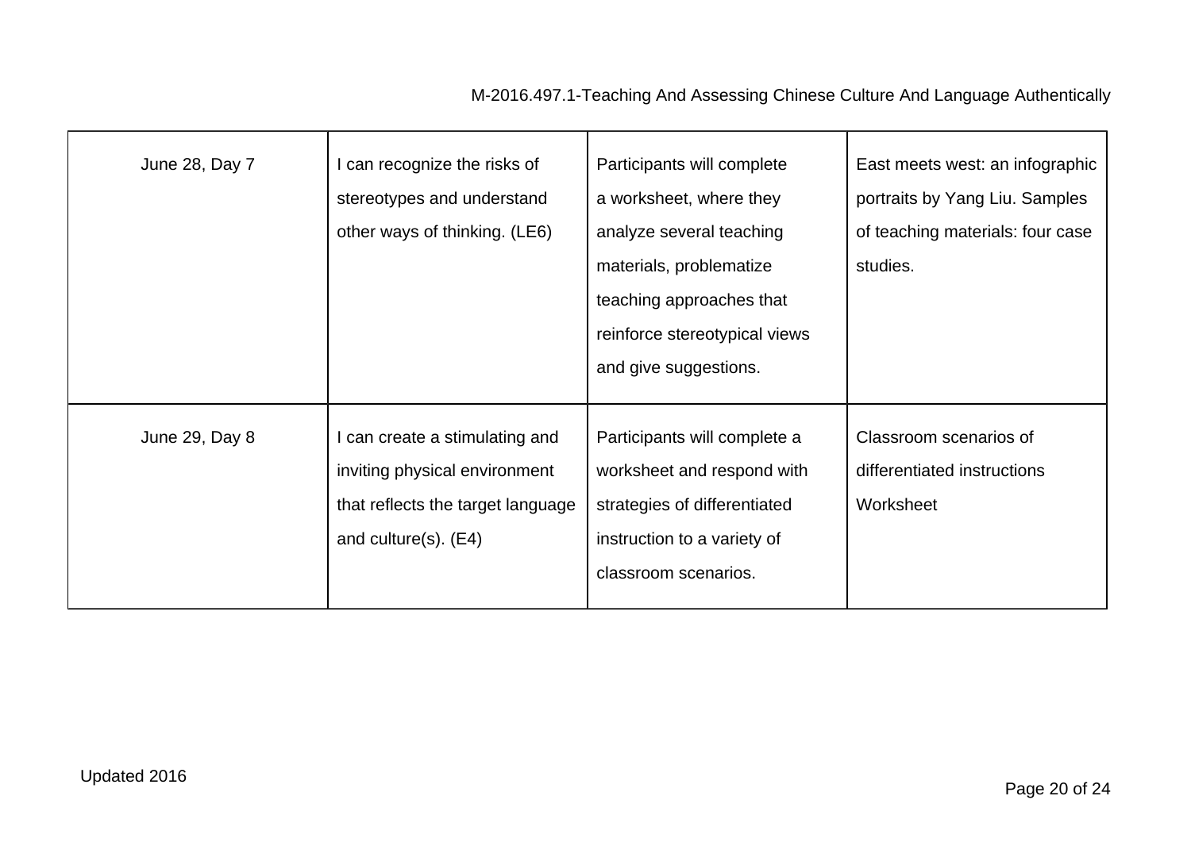| June 28, Day 7 | I can recognize the risks of stereotypes and understand other ways of thinking. (LE6) | Participants will complete a worksheet, where they analyze several teaching materials, problematize teaching approaches that reinforce stereotypical views and give suggestions. | East meets west: an infographic portraits by Yang Liu. Samples of teaching materials: four case studies. |
|---|---|---|---|
| June 29, Day 8 | I can create a stimulating and inviting physical environment that reflects the target language and culture(s). (E4) | Participants will complete a worksheet and respond with strategies of differentiated instruction to a variety of classroom scenarios. | Classroom scenarios of differentiated instructions Worksheet |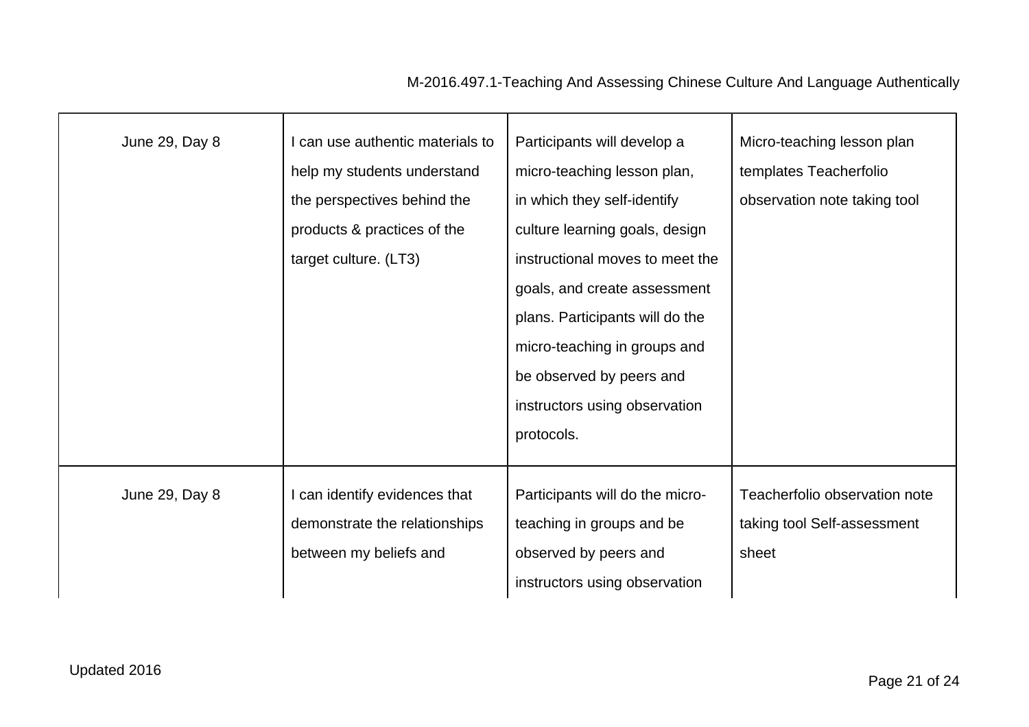| | | | |
|---|---|---|---|
| June 29, Day 8 | I can use authentic materials to help my students understand the perspectives behind the products & practices of the target culture. (LT3) | Participants will develop a micro-teaching lesson plan, in which they self-identify culture learning goals, design instructional moves to meet the goals, and create assessment plans. Participants will do the micro-teaching in groups and be observed by peers and instructors using observation protocols. | Micro-teaching lesson plan templates Teacherfolio observation note taking tool |
| June 29, Day 8 | I can identify evidences that demonstrate the relationships between my beliefs and | Participants will do the micro-teaching in groups and be observed by peers and instructors using observation | Teacherfolio observation note taking tool Self-assessment sheet |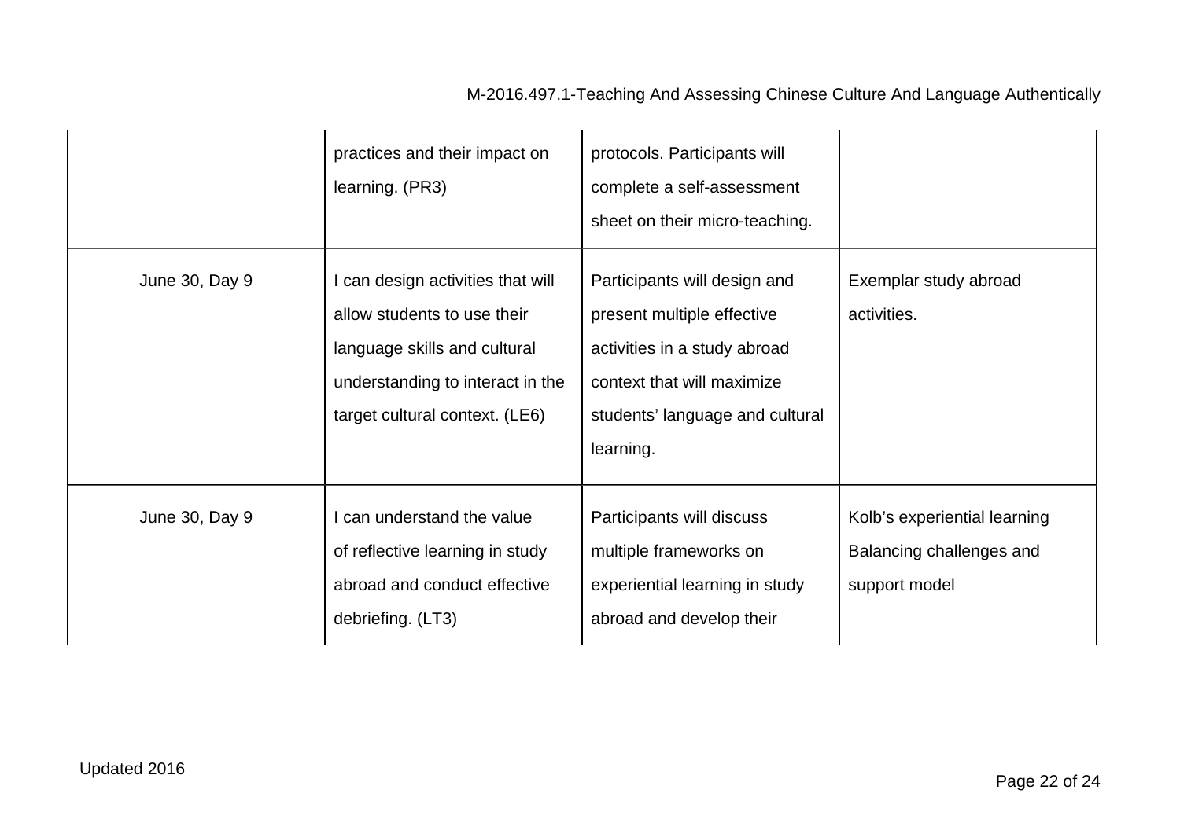| | | | |
|---|---|---|---|
| | practices and their impact on learning. (PR3) | protocols. Participants will complete a self-assessment sheet on their micro-teaching. | |
| June 30, Day 9 | I can design activities that will allow students to use their language skills and cultural understanding to interact in the target cultural context. (LE6) | Participants will design and present multiple effective activities in a study abroad context that will maximize students' language and cultural learning. | Exemplar study abroad activities. |
| June 30, Day 9 | I can understand the value of reflective learning in study abroad and conduct effective debriefing. (LT3) | Participants will discuss multiple frameworks on experiential learning in study abroad and develop their | Kolb's experiential learning Balancing challenges and support model |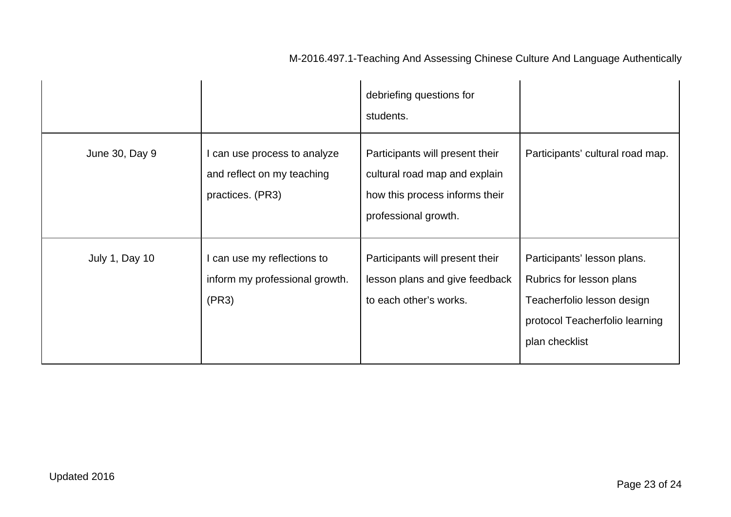| | | | |
|---|---|---|---|
| | | debriefing questions for students. | |
| June 30, Day 9 | I can use process to analyze and reflect on my teaching practices. (PR3) | Participants will present their cultural road map and explain how this process informs their professional growth. | Participants' cultural road map. |
| July 1, Day 10 | I can use my reflections to inform my professional growth. (PR3) | Participants will present their lesson plans and give feedback to each other's works. | Participants' lesson plans. Rubrics for lesson plans Teacherfolio lesson design protocol Teacherfolio learning plan checklist |

Updated 2016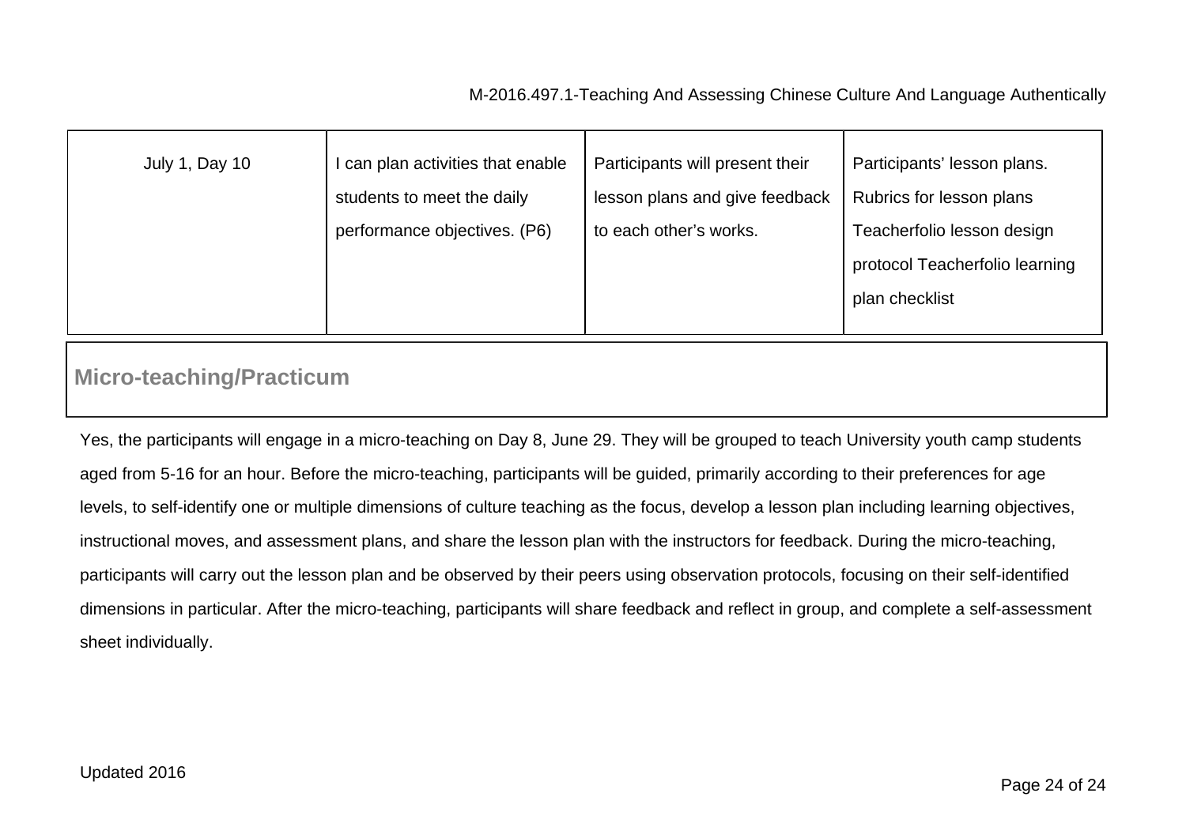| | | | |
|---|---|---|---|
| July 1, Day 10 | I can plan activities that enable students to meet the daily performance objectives. (P6) | Participants will present their lesson plans and give feedback to each other's works. | Participants' lesson plans. Rubrics for lesson plans Teacherfolio lesson design protocol Teacherfolio learning plan checklist |

## Micro-teaching/Practicum

Yes, the participants will engage in a micro-teaching on Day 8, June 29. They will be grouped to teach University youth camp students aged from 5-16 for an hour. Before the micro-teaching, participants will be guided, primarily according to their preferences for age levels, to self-identify one or multiple dimensions of culture teaching as the focus, develop a lesson plan including learning objectives, instructional moves, and assessment plans, and share the lesson plan with the instructors for feedback. During the micro-teaching, participants will carry out the lesson plan and be observed by their peers using observation protocols, focusing on their self-identified dimensions in particular. After the micro-teaching, participants will share feedback and reflect in group, and complete a self-assessment sheet individually.